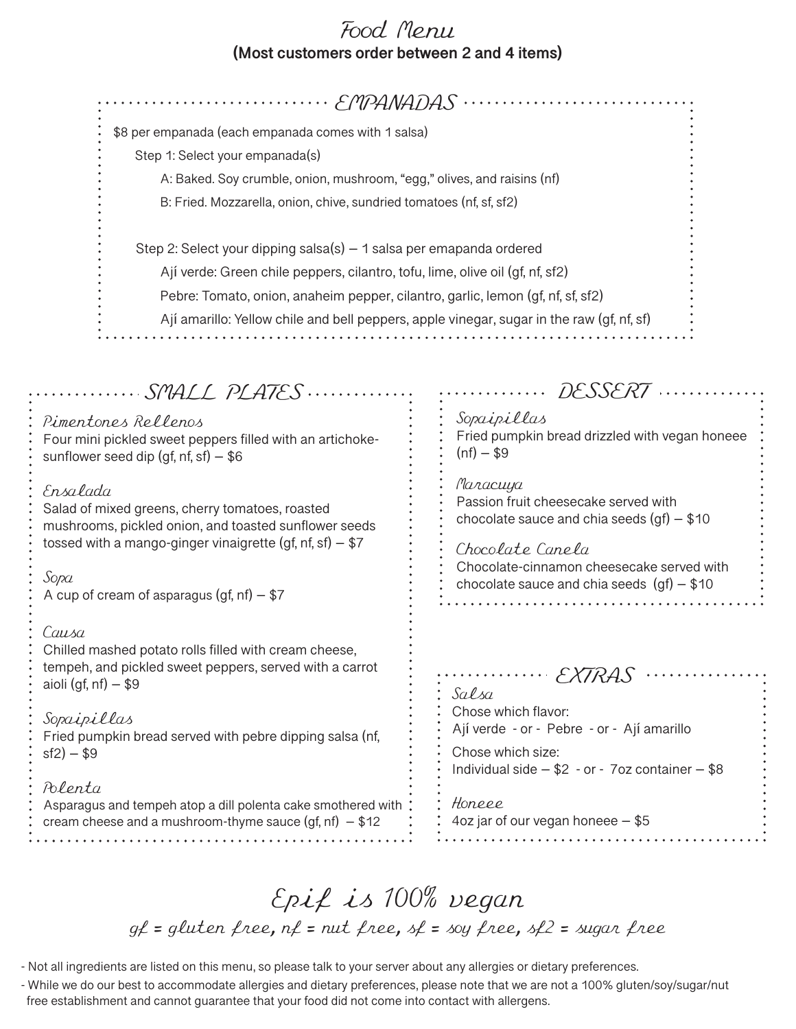# Food Menu

**(Most customers order between 2 and 4 items)**

## EMPANADAS

$8 per empanada (each empanada comes with 1 salsa)

Step 1: Select your empanada(s)

- A: Baked. Soy crumble, onion, mushroom, "egg," olives, and raisins (nf)
- B: Fried. Mozzarella, onion, chive, sundried tomatoes (nf, sf, sf2)

Step 2: Select your dipping salsa(s) — 1 salsa per emapanda ordered

- Ají verde: Green chile peppers, cilantro, tofu, lime, olive oil (gf, nf, sf2)
- Pebre: Tomato, onion, anaheim pepper, cilantro, garlic, lemon (gf, nf, sf, sf2)
- Ají amarillo: Yellow chile and bell peppers, apple vinegar, sugar in the raw (gf, nf, sf)

## SMALL PLATES

### Pimentones Rellenos

Four mini pickled sweet peppers filled with an artichoke-sunflower seed dip (gf, nf, sf) — $6

### Ensalada

Salad of mixed greens, cherry tomatoes, roasted mushrooms, pickled onion, and toasted sunflower seeds tossed with a mango-ginger vinaigrette (gf, nf, sf) — $7

### Sopa

A cup of cream of asparagus (gf, nf) — $7

### Causa

Chilled mashed potato rolls filled with cream cheese, tempeh, and pickled sweet peppers, served with a carrot aioli (gf, nf) — $9

### Sopaipillas

Fried pumpkin bread served with pebre dipping salsa (nf, sf2) — $9

### Polenta

Asparagus and tempeh atop a dill polenta cake smothered with cream cheese and a mushroom-thyme sauce (gf, nf) — $12

## DESSERT

### Sopaipillas

Fried pumpkin bread drizzled with vegan honeee (nf) — $9

### Maracuya

Passion fruit cheesecake served with chocolate sauce and chia seeds (gf) — $10

### Chocolate Canela

Chocolate-cinnamon cheesecake served with chocolate sauce and chia seeds (gf) — $10

## EXTRAS

### Salsa

Chose which flavor:
Ají verde - or - Pebre - or - Ají amarillo

Chose which size:
Individual side — $2 - or - 7oz container — $8

### Honeee

4oz jar of our vegan honeee — $5

# Epif is 100% vegan

gf = gluten free, nf = nut free, sf = soy free, sf2 = sugar free

- Not all ingredients are listed on this menu, so please talk to your server about any allergies or dietary preferences.
- While we do our best to accommodate allergies and dietary preferences, please note that we are not a 100% gluten/soy/sugar/nut free establishment and cannot guarantee that your food did not come into contact with allergens.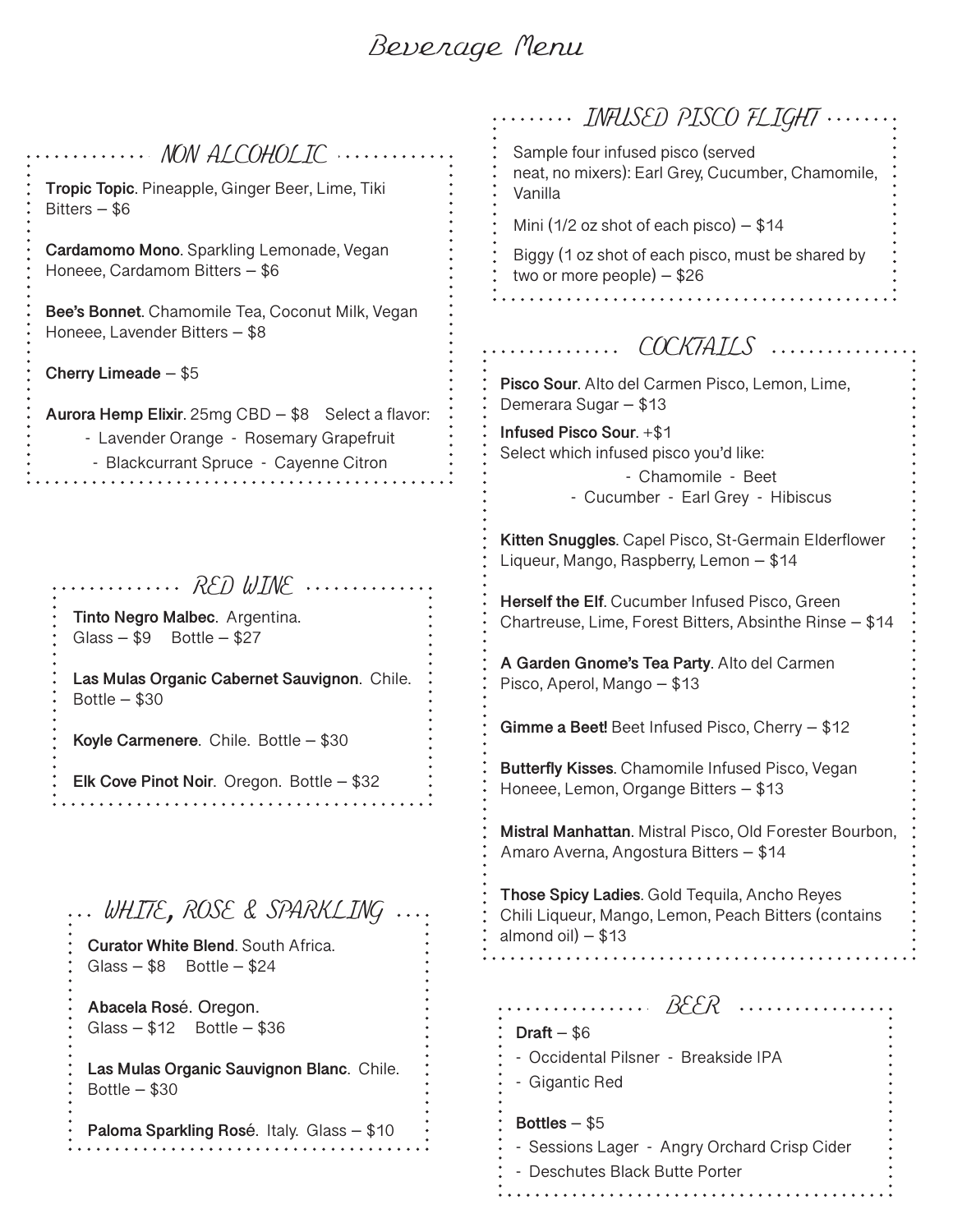# Beverage Menu

## NON ALCOHOLIC

**Tropic Topic**. Pineapple, Ginger Beer, Lime, Tiki Bitters – $6

**Cardamomo Mono**. Sparkling Lemonade, Vegan Honeee, Cardamom Bitters – $6

**Bee's Bonnet**. Chamomile Tea, Coconut Milk, Vegan Honeee, Lavender Bitters – $8

**Cherry Limeade** – $5

**Aurora Hemp Elixir**. 25mg CBD – $8 Select a flavor:

- Lavender Orange - Rosemary Grapefruit
- Blackcurrant Spruce - Cayenne Citron

## RED WINE

**Tinto Negro Malbec**. Argentina.
Glass – $9 Bottle – $27

**Las Mulas Organic Cabernet Sauvignon**. Chile.
Bottle – $30

**Koyle Carmenere**. Chile. Bottle – $30

**Elk Cove Pinot Noir**. Oregon. Bottle – $32

## WHITE, ROSE & SPARKLING

**Curator White Blend**. South Africa.
Glass – $8 Bottle – $24

**Abacela Rosé**. Oregon.
Glass – $12 Bottle – $36

**Las Mulas Organic Sauvignon Blanc**. Chile.
Bottle – $30

**Paloma Sparkling Rosé**. Italy. Glass – $10

## INFUSED PISCO FLIGHT

Sample four infused pisco (served neat, no mixers): Earl Grey, Cucumber, Chamomile, Vanilla

Mini (1/2 oz shot of each pisco) – $14

Biggy (1 oz shot of each pisco, must be shared by two or more people) – $26

## COCKTAILS

**Pisco Sour**. Alto del Carmen Pisco, Lemon, Lime, Demerara Sugar – $13

**Infused Pisco Sour**. +$1
Select which infused pisco you'd like:

- Chamomile - Beet
- Cucumber - Earl Grey - Hibiscus

**Kitten Snuggles**. Capel Pisco, St-Germain Elderflower Liqueur, Mango, Raspberry, Lemon – $14

**Herself the Elf**. Cucumber Infused Pisco, Green Chartreuse, Lime, Forest Bitters, Absinthe Rinse – $14

**A Garden Gnome's Tea Party**. Alto del Carmen Pisco, Aperol, Mango – $13

**Gimme a Beet!** Beet Infused Pisco, Cherry – $12

**Butterfly Kisses**. Chamomile Infused Pisco, Vegan Honeee, Lemon, Organge Bitters – $13

**Mistral Manhattan**. Mistral Pisco, Old Forester Bourbon, Amaro Averna, Angostura Bitters – $14

**Those Spicy Ladies**. Gold Tequila, Ancho Reyes Chili Liqueur, Mango, Lemon, Peach Bitters (contains almond oil) – $13

## BEER

**Draft** – $6

- Occidental Pilsner - Breakside IPA
- Gigantic Red

**Bottles** – $5

- Sessions Lager - Angry Orchard Crisp Cider
- Deschutes Black Butte Porter